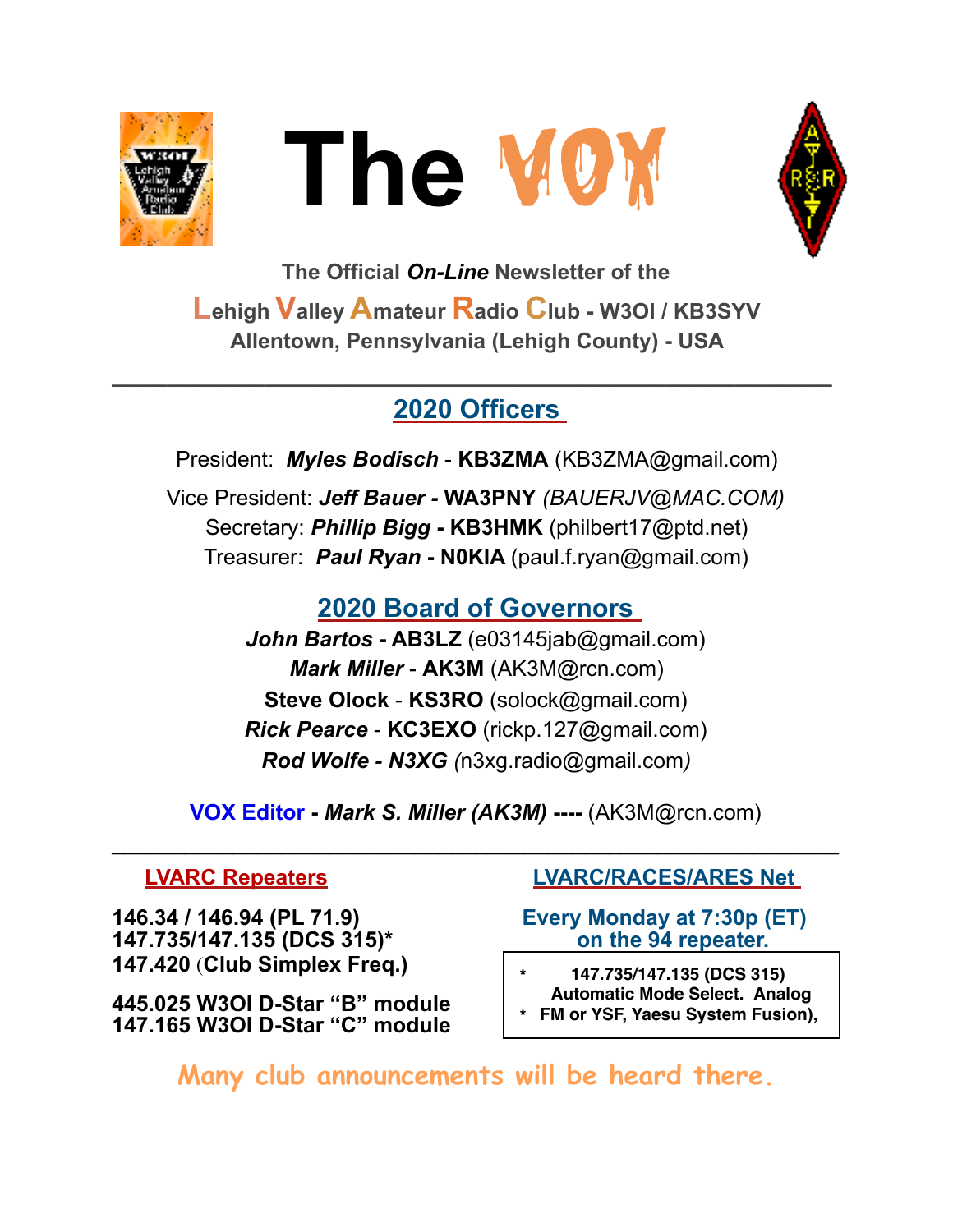# The VOX

**The Official *On-Line* Newsletter of the**

**Lehigh Valley Amateur Radio Club - W3OI / KB3SYV**
**Allentown, Pennsylvania (Lehigh County) - USA**

---

## 2020 Officers

President: ***Myles Bodisch*** - **KB3ZMA** (KB3ZMA@gmail.com)

Vice President: ***Jeff Bauer*** **- WA3PNY** *(BAUERJV@MAC.COM)*
Secretary: ***Phillip Bigg*** **- KB3HMK** (philbert17@ptd.net)
Treasurer: ***Paul Ryan*** **- N0KIA** (paul.f.ryan@gmail.com)

## 2020 Board of Governors

***John Bartos*** **- AB3LZ** (e03145jab@gmail.com)
***Mark Miller*** - **AK3M** (AK3M@rcn.com)
**Steve Olock** - **KS3RO** (solock@gmail.com)
***Rick Pearce*** - **KC3EXO** (rickp.127@gmail.com)
***Rod Wolfe - N3XG*** *(*n3xg.radio@gmail.com*)*

**VOX Editor** - ***Mark S. Miller (AK3M)*** **----** (AK3M@rcn.com)

---

### LVARC Repeaters

**146.34 / 146.94 (PL 71.9)**
**147.735/147.135 (DCS 315)***
**147.420 (Club Simplex Freq.)**

**445.025 W3OI D-Star "B" module**
**147.165 W3OI D-Star "C" module**

### LVARC/RACES/ARES Net

**Every Monday at 7:30p (ET) on the 94 repeater.**

> **\* 147.735/147.135 (DCS 315) Automatic Mode Select. Analog**
> **\* FM or YSF, Yaesu System Fusion),**

**Many club announcements will be heard there.**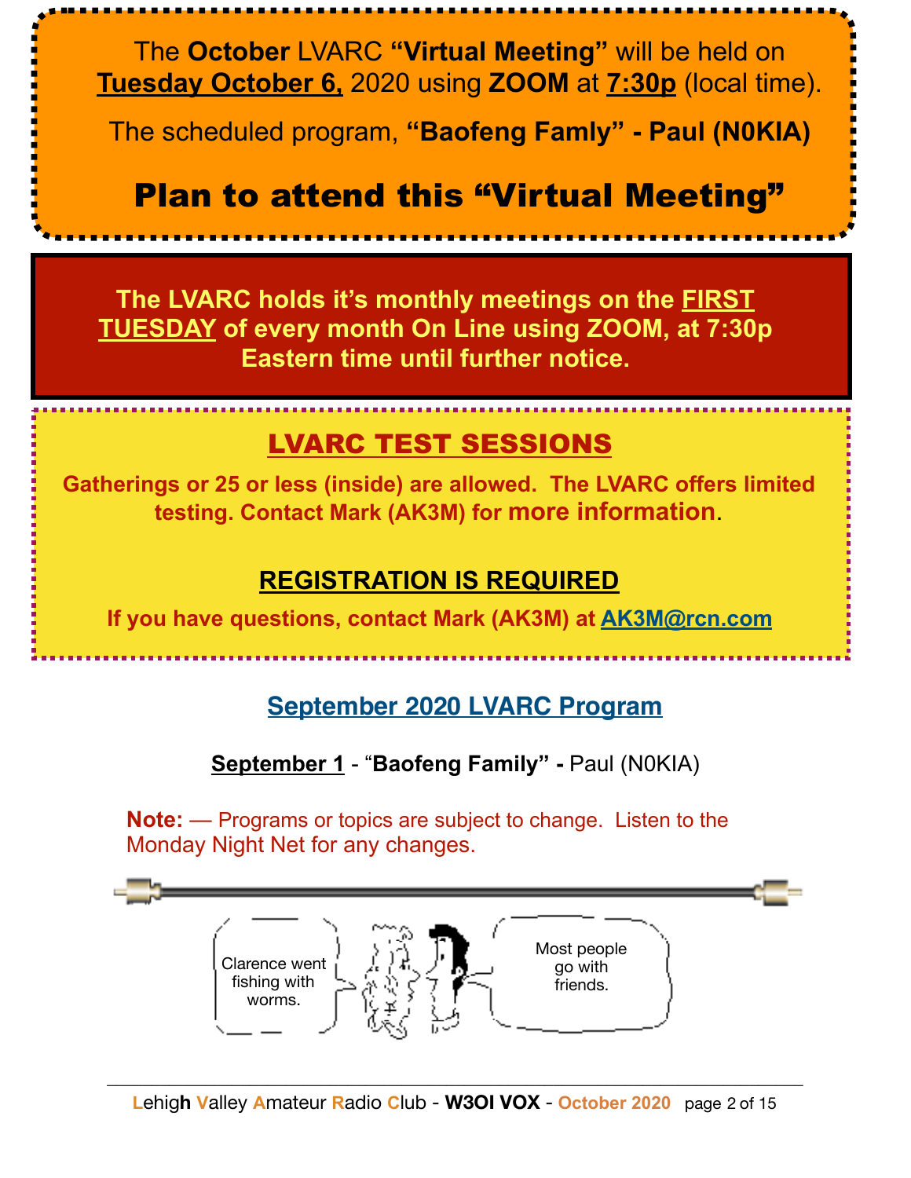The **October** LVARC **"Virtual Meeting"** will be held on **Tuesday October 6,** 2020 using **ZOOM** at **7:30p** (local time).

The scheduled program, **"Baofeng Famly" - Paul (N0KIA)**

# Plan to attend this "Virtual Meeting"

**The LVARC holds it's monthly meetings on the FIRST TUESDAY of every month On Line using ZOOM, at 7:30p Eastern time until further notice.**

## LVARC TEST SESSIONS

**Gatherings or 25 or less (inside) are allowed. The LVARC offers limited testing. Contact Mark (AK3M) for more information.**

**REGISTRATION IS REQUIRED**

**If you have questions, contact Mark (AK3M) at AK3M@rcn.com**

## September 2020 LVARC Program

**September 1** - "**Baofeng Family" -** Paul (N0KIA)

**Note:** — Programs or topics are subject to change. Listen to the Monday Night Net for any changes.

Clarence went fishing with worms.

Most people go with friends.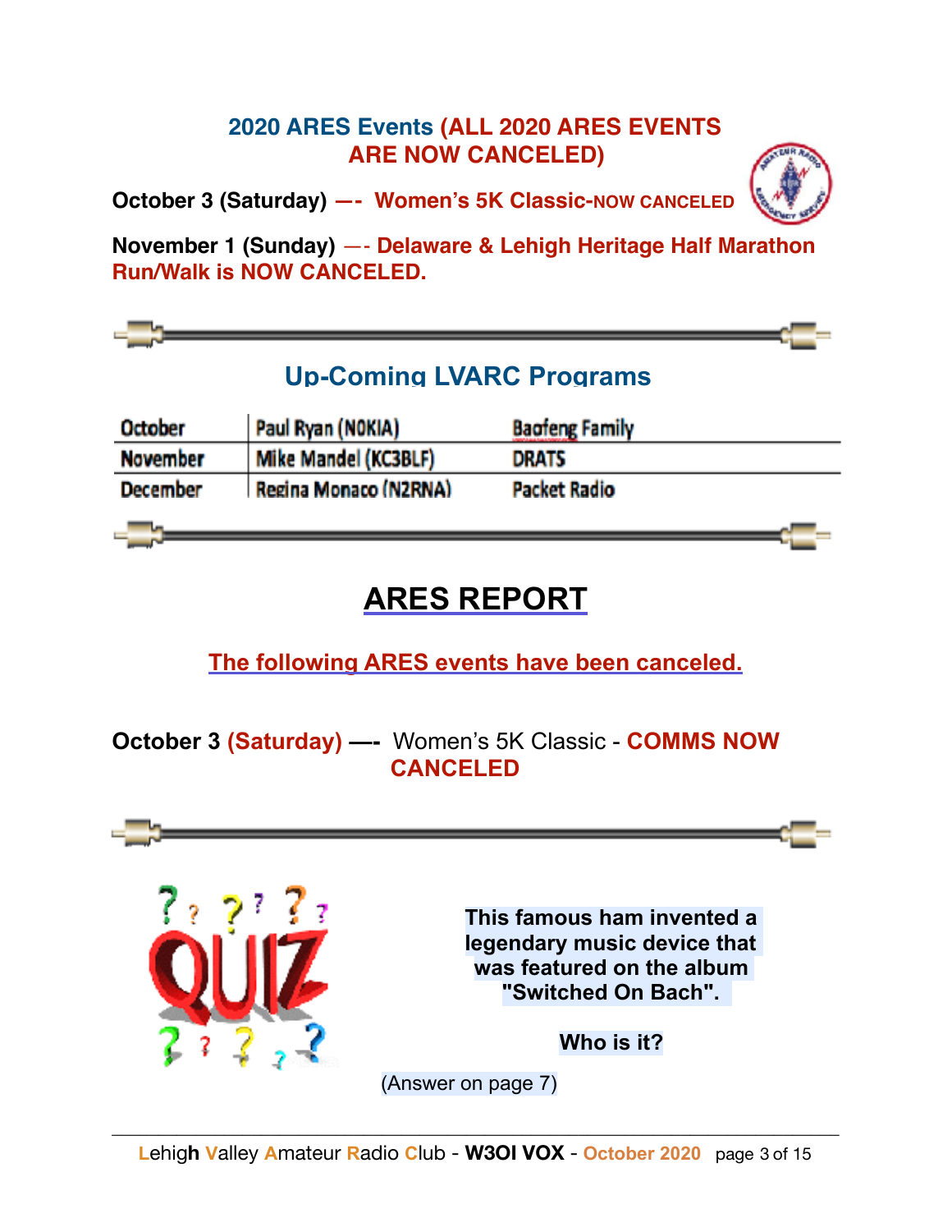## 2020 ARES Events (ALL 2020 ARES EVENTS ARE NOW CANCELED)

**October 3 (Saturday) —- Women's 5K Classic-NOW CANCELED**

**November 1 (Sunday) —- Delaware & Lehigh Heritage Half Marathon Run/Walk is NOW CANCELED.**

## Up-Coming LVARC Programs

| | | |
|---|---|---|
| October | Paul Ryan (N0KIA) | Baofeng Family |
| November | Mike Mandel (KC3BLF) | DRATS |
| December | Regina Monaco (N2RNA) | Packet Radio |

# ARES REPORT

**The following ARES events have been canceled.**

**October 3 (Saturday) —-** Women's 5K Classic - **COMMS NOW CANCELED**

**This famous ham invented a legendary music device that was featured on the album "Switched On Bach".**

**Who is it?**

(Answer on page 7)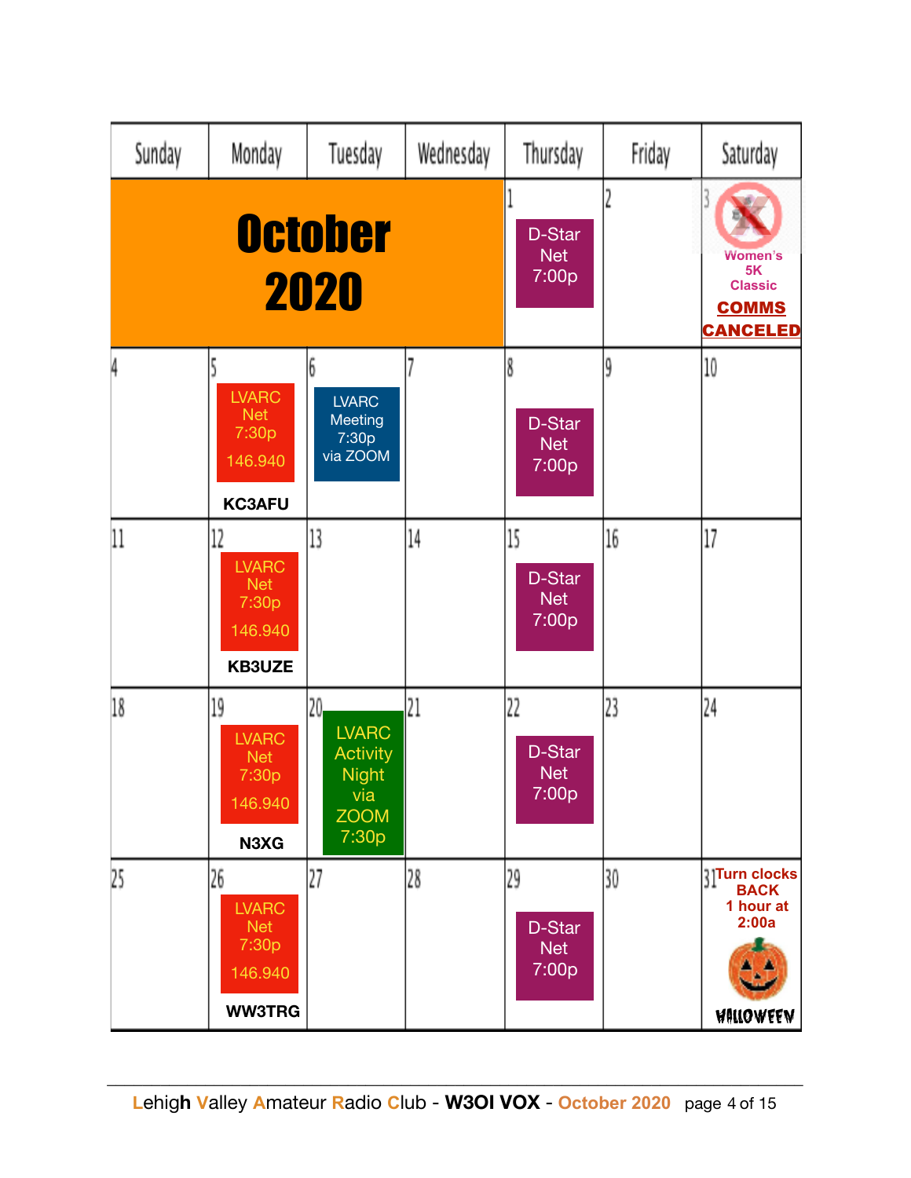| Sunday | Monday | Tuesday | Wednesday | Thursday | Friday | Saturday |
|---|---|---|---|---|---|---|
| **October 2020** | | | | 1 D-Star Net 7:00p | 2 | 3 Women's 5K Classic **COMMS CANCELED** |
| 4 | 5 LVARC Net 7:30p 146.940 **KC3AFU** | 6 LVARC Meeting 7:30p via ZOOM | 7 | 8 D-Star Net 7:00p | 9 | 10 |
| 11 | 12 LVARC Net 7:30p 146.940 **KB3UZE** | 13 | 14 | 15 D-Star Net 7:00p | 16 | 17 |
| 18 | 19 LVARC Net 7:30p 146.940 **N3XG** | 20 LVARC Activity Night via ZOOM 7:30p | 21 | 22 D-Star Net 7:00p | 23 | 24 |
| 25 | 26 LVARC Net 7:30p 146.940 **WW3TRG** | 27 | 28 | 29 D-Star Net 7:00p | 30 | 31 **Turn clocks BACK 1 hour at 2:00a** HALLOWEEN |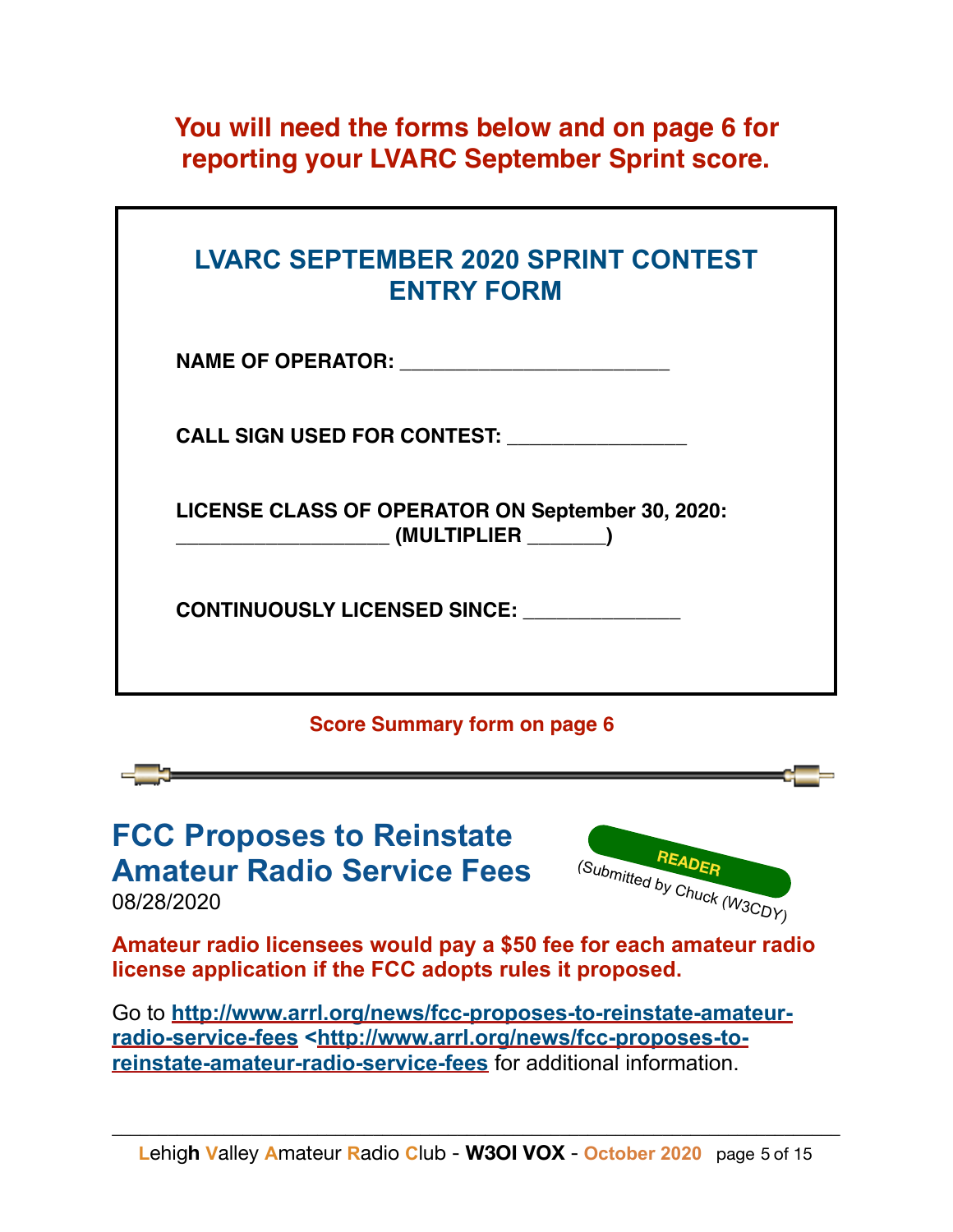**You will need the forms below and on page 6 for reporting your LVARC September Sprint score.**

## LVARC SEPTEMBER 2020 SPRINT CONTEST ENTRY FORM

**NAME OF OPERATOR:** ________________________

**CALL SIGN USED FOR CONTEST:** ________________

**LICENSE CLASS OF OPERATOR ON September 30, 2020:** ___________________ **(MULTIPLIER** _______**)**

**CONTINUOUSLY LICENSED SINCE:** ______________

**Score Summary form on page 6**

## FCC Proposes to Reinstate Amateur Radio Service Fees

08/28/2020

READER
*(Submitted by Chuck (W3CDY))*

**Amateur radio licensees would pay a $50 fee for each amateur radio license application if the FCC adopts rules it proposed.**

Go to [http://www.arrl.org/news/fcc-proposes-to-reinstate-amateur-radio-service-fees](http://www.arrl.org/news/fcc-proposes-to-reinstate-amateur-radio-service-fees) <[http://www.arrl.org/news/fcc-proposes-to-reinstate-amateur-radio-service-fees](http://www.arrl.org/news/fcc-proposes-to-reinstate-amateur-radio-service-fees) for additional information.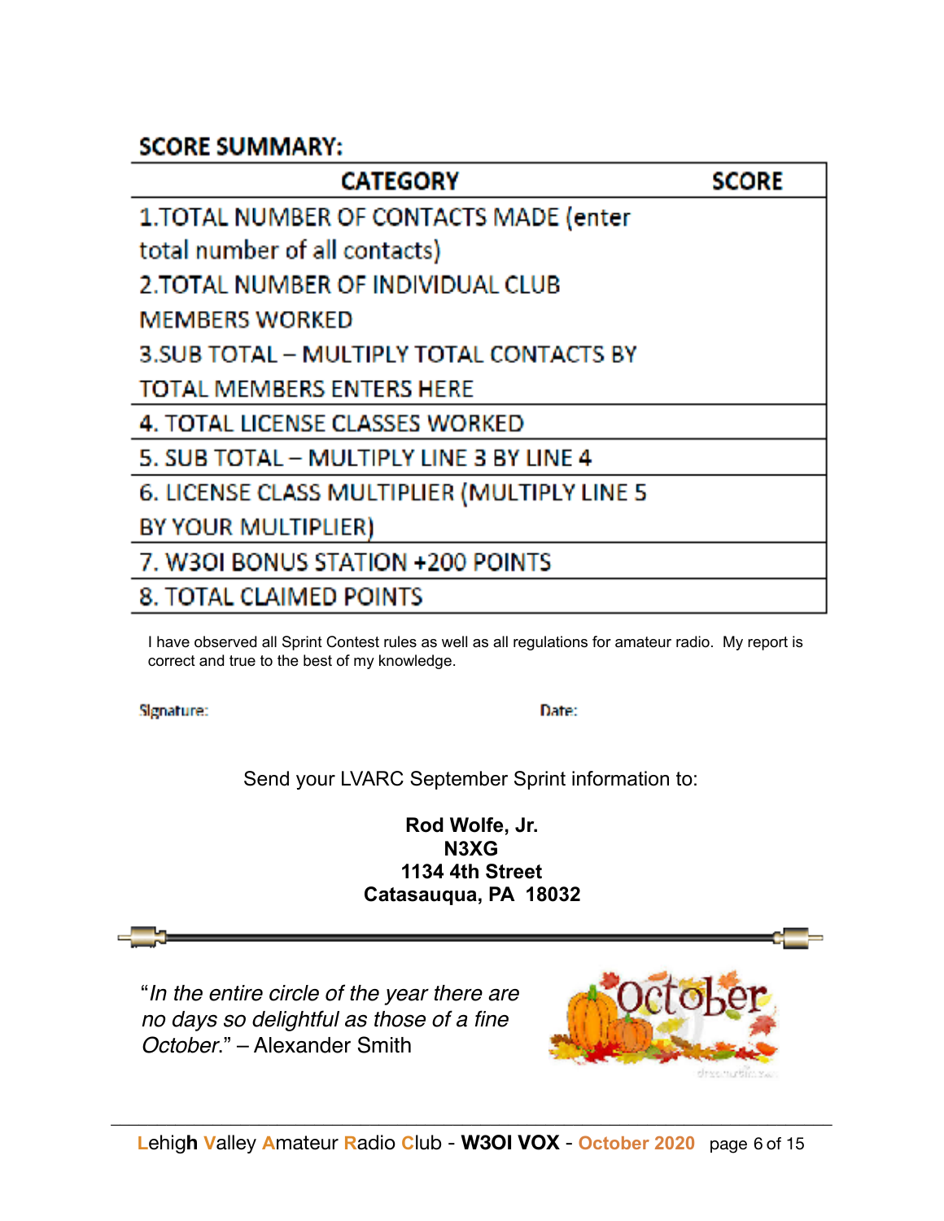## SCORE SUMMARY:

| CATEGORY | SCORE |
|---|---|
| 1.TOTAL NUMBER OF CONTACTS MADE (enter total number of all contacts) | |
| 2.TOTAL NUMBER OF INDIVIDUAL CLUB MEMBERS WORKED | |
| 3.SUB TOTAL – MULTIPLY TOTAL CONTACTS BY TOTAL MEMBERS ENTERS HERE | |
| 4. TOTAL LICENSE CLASSES WORKED | |
| 5. SUB TOTAL – MULTIPLY LINE 3 BY LINE 4 | |
| 6. LICENSE CLASS MULTIPLIER (MULTIPLY LINE 5 BY YOUR MULTIPLIER) | |
| 7. W3OI BONUS STATION +200 POINTS | |
| 8. TOTAL CLAIMED POINTS | |

I have observed all Sprint Contest rules as well as all regulations for amateur radio. My report is correct and true to the best of my knowledge.

Signature: Date:

Send your LVARC September Sprint information to:

**Rod Wolfe, Jr.**
**N3XG**
**1134 4th Street**
**Catasauqua, PA 18032**

"*In the entire circle of the year there are no days so delightful as those of a fine October*." – Alexander Smith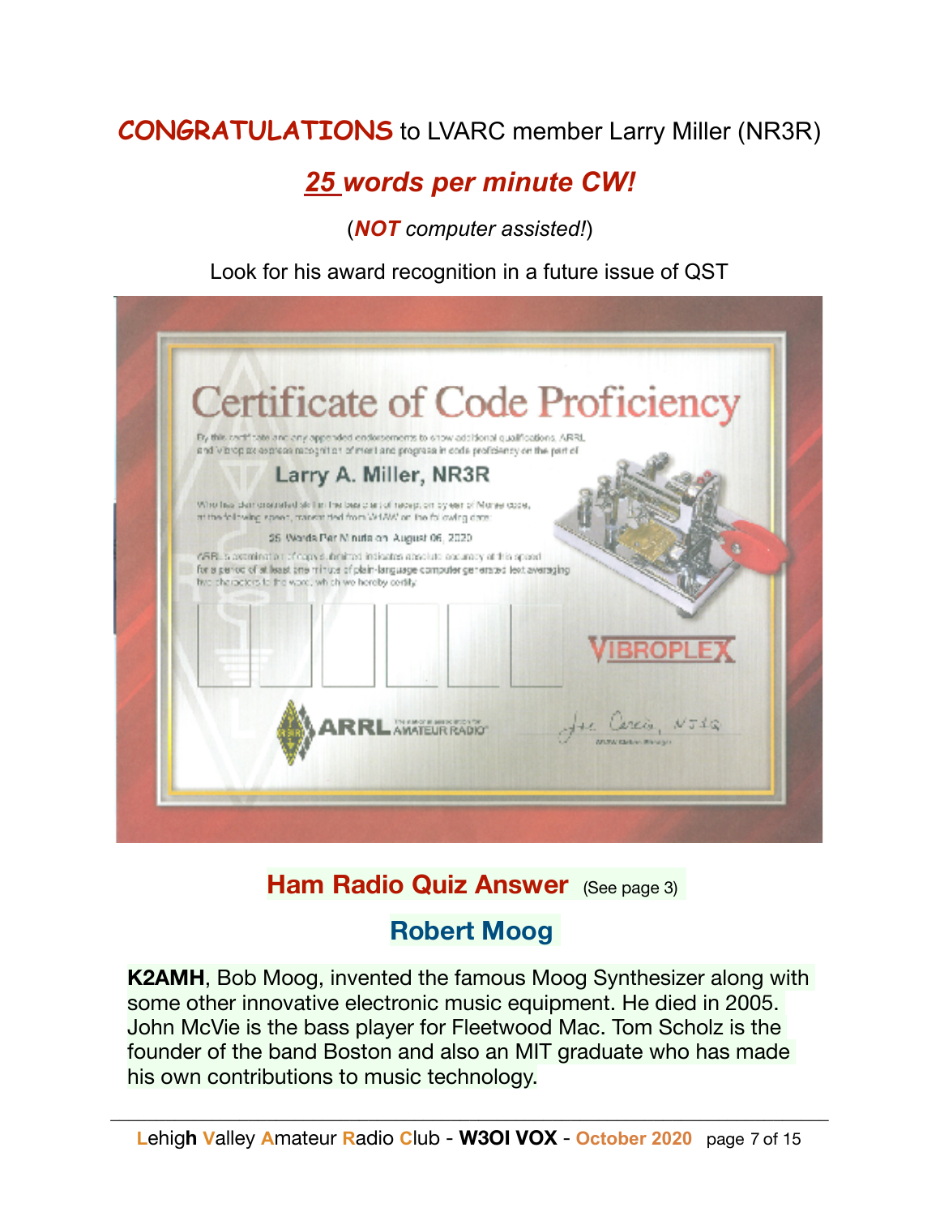**CONGRATULATIONS** to LVARC member Larry Miller (NR3R)

## *25 words per minute CW!*

(***NOT*** *computer assisted!*)

Look for his award recognition in a future issue of QST

Certificate of Code Proficiency

By this certificate and any appended endorsements to show additional qualifications, ARRL and Vibroplex express recognition of merit and progress in code proficiency on the part of

Larry A. Miller, NR3R

Who has demonstrated skill in the basic art of reception by ear of Morse code, at the following speed, transmitted from W1AW on the following date:

25 Words Per Minute on August 06, 2020

ARRL's examination of copy submitted indicates absolute accuracy at this speed for a period of at least one minute of plain-language computer generated text averaging five characters to the word, which we hereby certify.

VIBROPLEX

ARRL The national association for AMATEUR RADIO

Joe Carcia, NJ1Q

## Ham Radio Quiz Answer (See page 3)

## Robert Moog

**K2AMH**, Bob Moog, invented the famous Moog Synthesizer along with some other innovative electronic music equipment. He died in 2005. John McVie is the bass player for Fleetwood Mac. Tom Scholz is the founder of the band Boston and also an MIT graduate who has made his own contributions to music technology.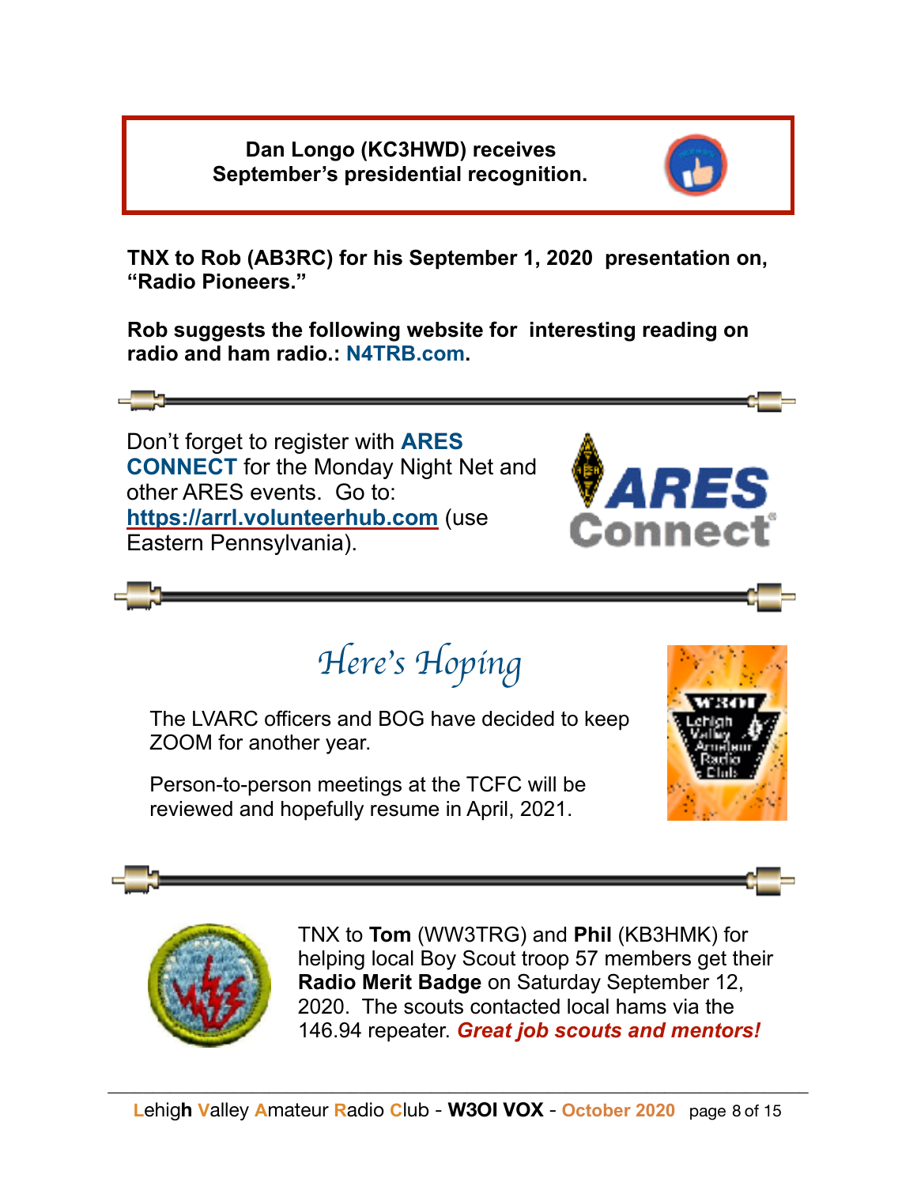**Dan Longo (KC3HWD) receives September's presidential recognition.**

**TNX to Rob (AB3RC) for his September 1, 2020 presentation on, "Radio Pioneers."**

**Rob suggests the following website for interesting reading on radio and ham radio.: N4TRB.com.**

Don't forget to register with **ARES CONNECT** for the Monday Night Net and other ARES events. Go to: https://arrl.volunteerhub.com (use Eastern Pennsylvania).

## *Here's Hoping*

The LVARC officers and BOG have decided to keep ZOOM for another year.

Person-to-person meetings at the TCFC will be reviewed and hopefully resume in April, 2021.

TNX to **Tom** (WW3TRG) and **Phil** (KB3HMK) for helping local Boy Scout troop 57 members get their **Radio Merit Badge** on Saturday September 12, 2020. The scouts contacted local hams via the 146.94 repeater. ***Great job scouts and mentors!***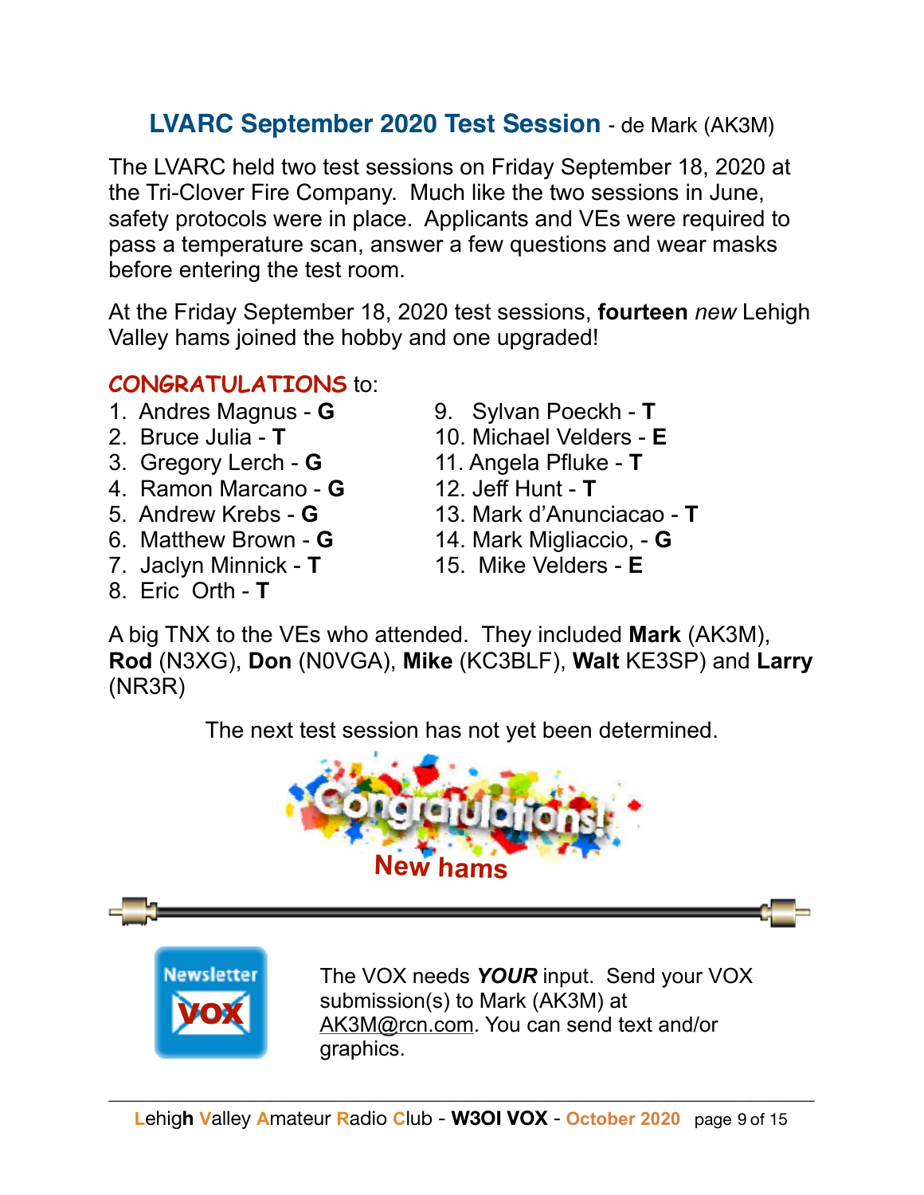## LVARC September 2020 Test Session - de Mark (AK3M)

The LVARC held two test sessions on Friday September 18, 2020 at the Tri-Clover Fire Company. Much like the two sessions in June, safety protocols were in place. Applicants and VEs were required to pass a temperature scan, answer a few questions and wear masks before entering the test room.

At the Friday September 18, 2020 test sessions, **fourteen** *new* Lehigh Valley hams joined the hobby and one upgraded!

**CONGRATULATIONS** to:

1. Andres Magnus - **G**
2. Bruce Julia - **T**
3. Gregory Lerch - **G**
4. Ramon Marcano - **G**
5. Andrew Krebs - **G**
6. Matthew Brown - **G**
7. Jaclyn Minnick - **T**
8. Eric Orth - **T**
9. Sylvan Poeckh - **T**
10. Michael Velders - **E**
11. Angela Pfluke - **T**
12. Jeff Hunt - **T**
13. Mark d'Anunciacao - **T**
14. Mark Migliaccio, - **G**
15. Mike Velders - **E**

A big TNX to the VEs who attended. They included **Mark** (AK3M), **Rod** (N3XG), **Don** (N0VGA), **Mike** (KC3BLF), **Walt** KE3SP) and **Larry** (NR3R)

The next test session has not yet been determined.

Congratulations! New hams

The VOX needs ***YOUR*** input. Send your VOX submission(s) to Mark (AK3M) at AK3M@rcn.com. You can send text and/or graphics.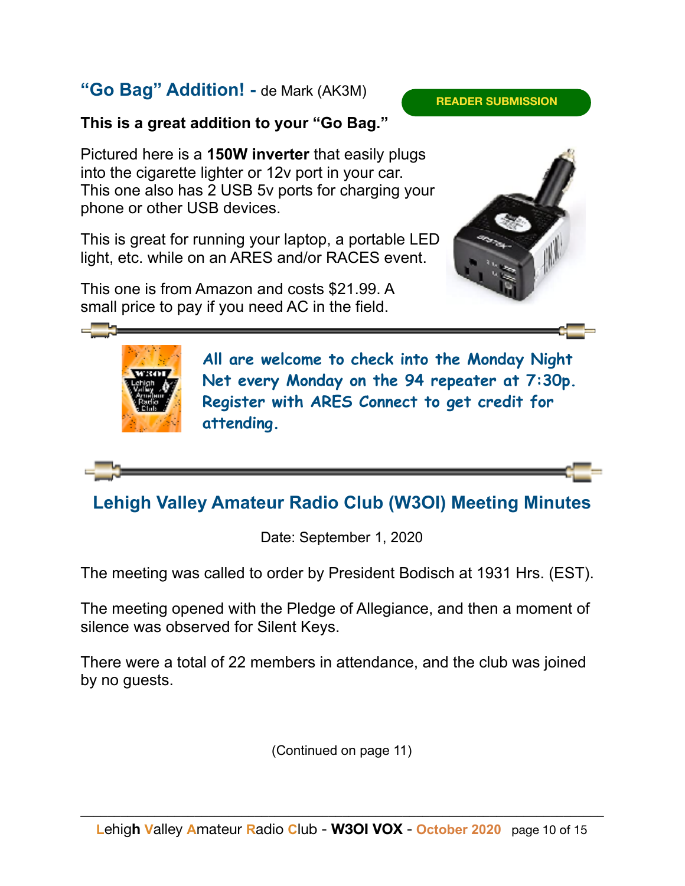## "Go Bag" Addition! - de Mark (AK3M)

READER SUBMISSION

**This is a great addition to your "Go Bag."**

Pictured here is a **150W inverter** that easily plugs into the cigarette lighter or 12v port in your car. This one also has 2 USB 5v ports for charging your phone or other USB devices.

This is great for running your laptop, a portable LED light, etc. while on an ARES and/or RACES event.

This one is from Amazon and costs $21.99. A small price to pay if you need AC in the field.

***All are welcome to check into the Monday Night Net every Monday on the 94 repeater at 7:30p. Register with ARES Connect to get credit for attending.***

## Lehigh Valley Amateur Radio Club (W3OI) Meeting Minutes

Date: September 1, 2020

The meeting was called to order by President Bodisch at 1931 Hrs. (EST).

The meeting opened with the Pledge of Allegiance, and then a moment of silence was observed for Silent Keys.

There were a total of 22 members in attendance, and the club was joined by no guests.

(Continued on page 11)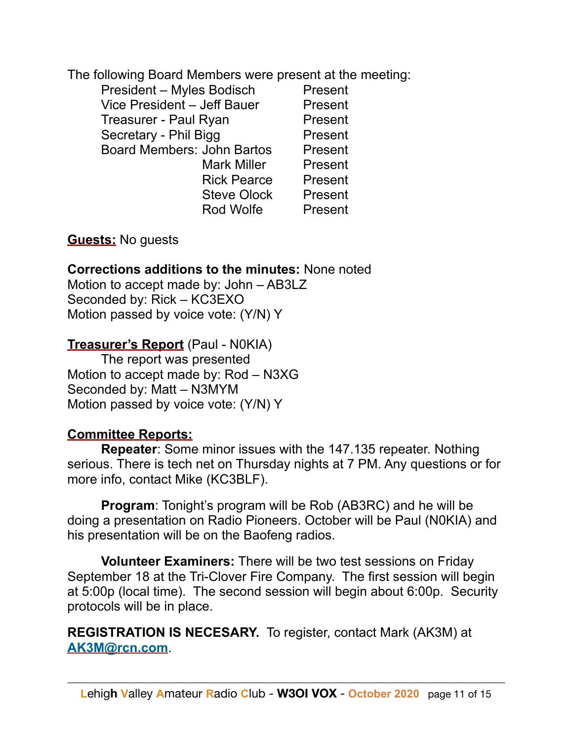The following Board Members were present at the meeting:

| | | |
|---|---|---|
| President – Myles Bodisch | | Present |
| Vice President – Jeff Bauer | | Present |
| Treasurer - Paul Ryan | | Present |
| Secretary - Phil Bigg | | Present |
| Board Members: | John Bartos | Present |
| | Mark Miller | Present |
| | Rick Pearce | Present |
| | Steve Olock | Present |
| | Rod Wolfe | Present |

**Guests:** No guests

**Corrections additions to the minutes:** None noted
Motion to accept made by: John – AB3LZ
Seconded by: Rick – KC3EXO
Motion passed by voice vote: (Y/N) Y

**Treasurer's Report** (Paul - N0KIA)
The report was presented
Motion to accept made by: Rod – N3XG
Seconded by: Matt – N3MYM
Motion passed by voice vote: (Y/N) Y

**Committee Reports:**

**Repeater**: Some minor issues with the 147.135 repeater. Nothing serious. There is tech net on Thursday nights at 7 PM. Any questions or for more info, contact Mike (KC3BLF).

**Program**: Tonight's program will be Rob (AB3RC) and he will be doing a presentation on Radio Pioneers. October will be Paul (N0KIA) and his presentation will be on the Baofeng radios.

**Volunteer Examiners:** There will be two test sessions on Friday September 18 at the Tri-Clover Fire Company. The first session will begin at 5:00p (local time). The second session will begin about 6:00p. Security protocols will be in place.

**REGISTRATION IS NECESARY.** To register, contact Mark (AK3M) at **AK3M@rcn.com**.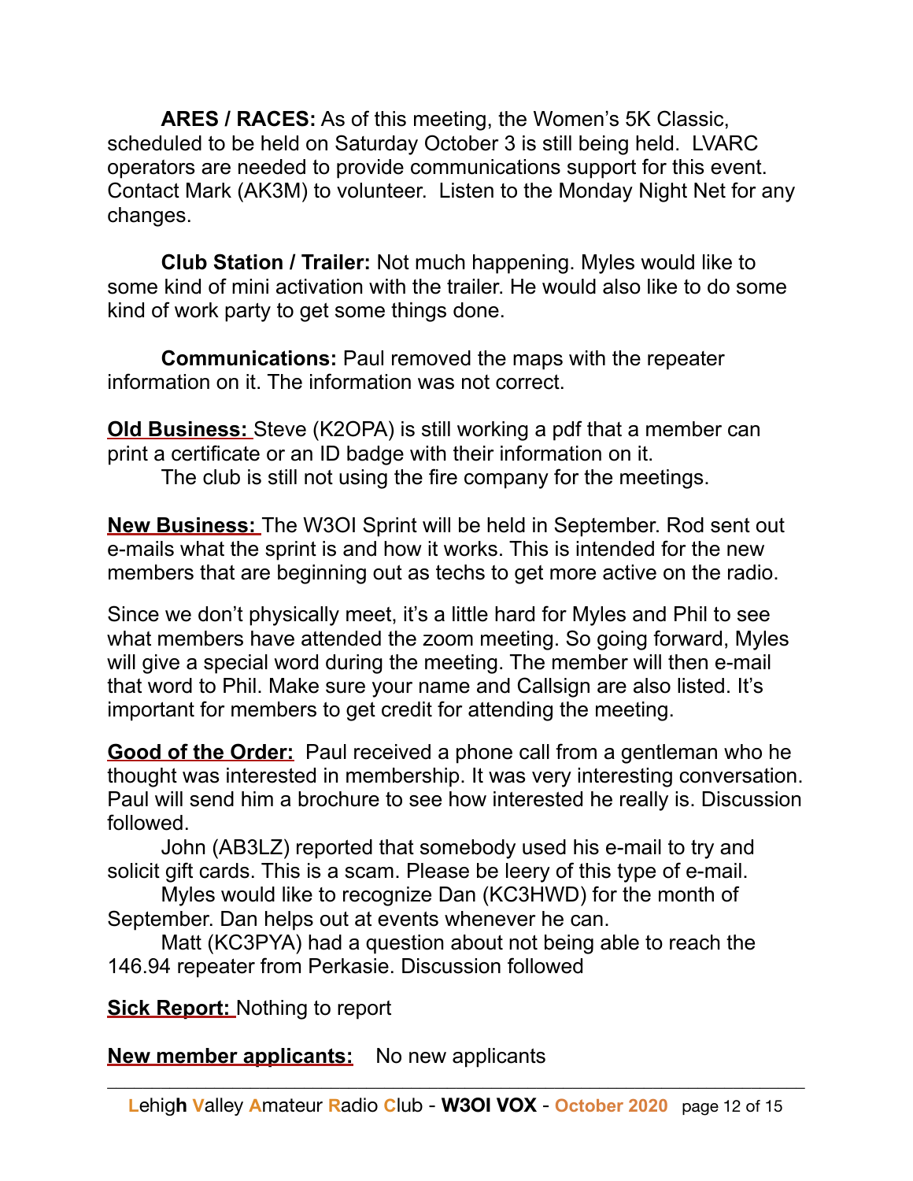**ARES / RACES:** As of this meeting, the Women's 5K Classic, scheduled to be held on Saturday October 3 is still being held. LVARC operators are needed to provide communications support for this event. Contact Mark (AK3M) to volunteer. Listen to the Monday Night Net for any changes.

**Club Station / Trailer:** Not much happening. Myles would like to some kind of mini activation with the trailer. He would also like to do some kind of work party to get some things done.

**Communications:** Paul removed the maps with the repeater information on it. The information was not correct.

**Old Business:** Steve (K2OPA) is still working a pdf that a member can print a certificate or an ID badge with their information on it.

The club is still not using the fire company for the meetings.

**New Business:** The W3OI Sprint will be held in September. Rod sent out e-mails what the sprint is and how it works. This is intended for the new members that are beginning out as techs to get more active on the radio.

Since we don't physically meet, it's a little hard for Myles and Phil to see what members have attended the zoom meeting. So going forward, Myles will give a special word during the meeting. The member will then e-mail that word to Phil. Make sure your name and Callsign are also listed. It's important for members to get credit for attending the meeting.

**Good of the Order:** Paul received a phone call from a gentleman who he thought was interested in membership. It was very interesting conversation. Paul will send him a brochure to see how interested he really is. Discussion followed.

John (AB3LZ) reported that somebody used his e-mail to try and solicit gift cards. This is a scam. Please be leery of this type of e-mail.

Myles would like to recognize Dan (KC3HWD) for the month of September. Dan helps out at events whenever he can.

Matt (KC3PYA) had a question about not being able to reach the 146.94 repeater from Perkasie. Discussion followed

**Sick Report:** Nothing to report

**New member applicants:** No new applicants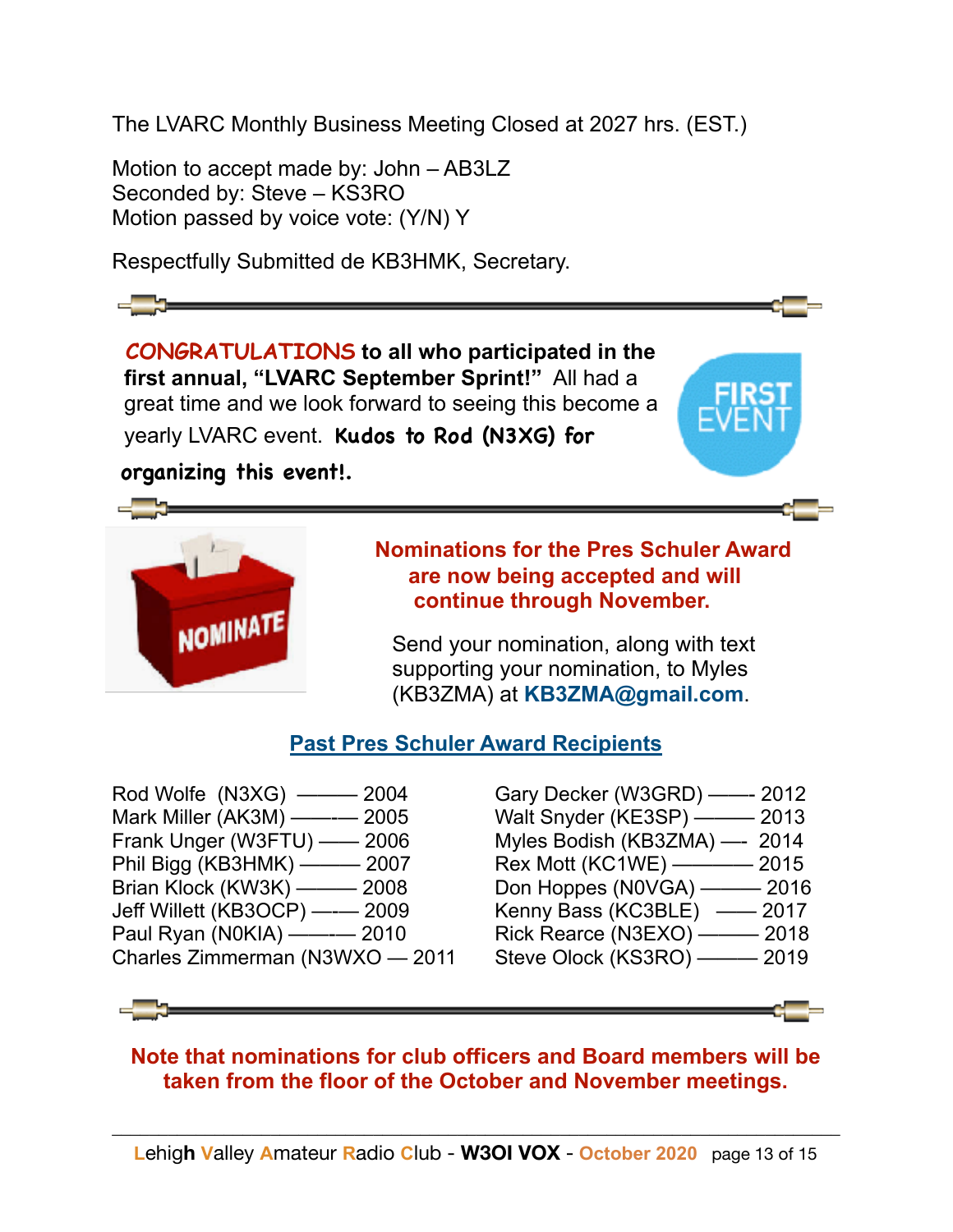The LVARC Monthly Business Meeting Closed at 2027 hrs. (EST.)

Motion to accept made by: John – AB3LZ
Seconded by: Steve – KS3RO
Motion passed by voice vote: (Y/N) Y

Respectfully Submitted de KB3HMK, Secretary.

---

**CONGRATULATIONS to all who participated in the first annual, "LVARC September Sprint!"** All had a great time and we look forward to seeing this become a yearly LVARC event. **Kudos to Rod (N3XG) for organizing this event!.**

---

**Nominations for the Pres Schuler Award are now being accepted and will continue through November.**

Send your nomination, along with text supporting your nomination, to Myles (KB3ZMA) at **KB3ZMA@gmail.com**.

## Past Pres Schuler Award Recipients

Rod Wolfe (N3XG) ——— 2004
Mark Miller (AK3M) ——— 2005
Frank Unger (W3FTU) —— 2006
Phil Bigg (KB3HMK) ——— 2007
Brian Klock (KW3K) ——— 2008
Jeff Willett (KB3OCP) ——— 2009
Paul Ryan (N0KIA) ——— 2010
Charles Zimmerman (N3WXO — 2011
Gary Decker (W3GRD) —— 2012
Walt Snyder (KE3SP) ——— 2013
Myles Bodish (KB3ZMA) — 2014
Rex Mott (KC1WE) ———— 2015
Don Hoppes (N0VGA) ——— 2016
Kenny Bass (KC3BLE) —— 2017
Rick Rearce (N3EXO) ——— 2018
Steve Olock (KS3RO) ——— 2019

---

**Note that nominations for club officers and Board members will be taken from the floor of the October and November meetings.**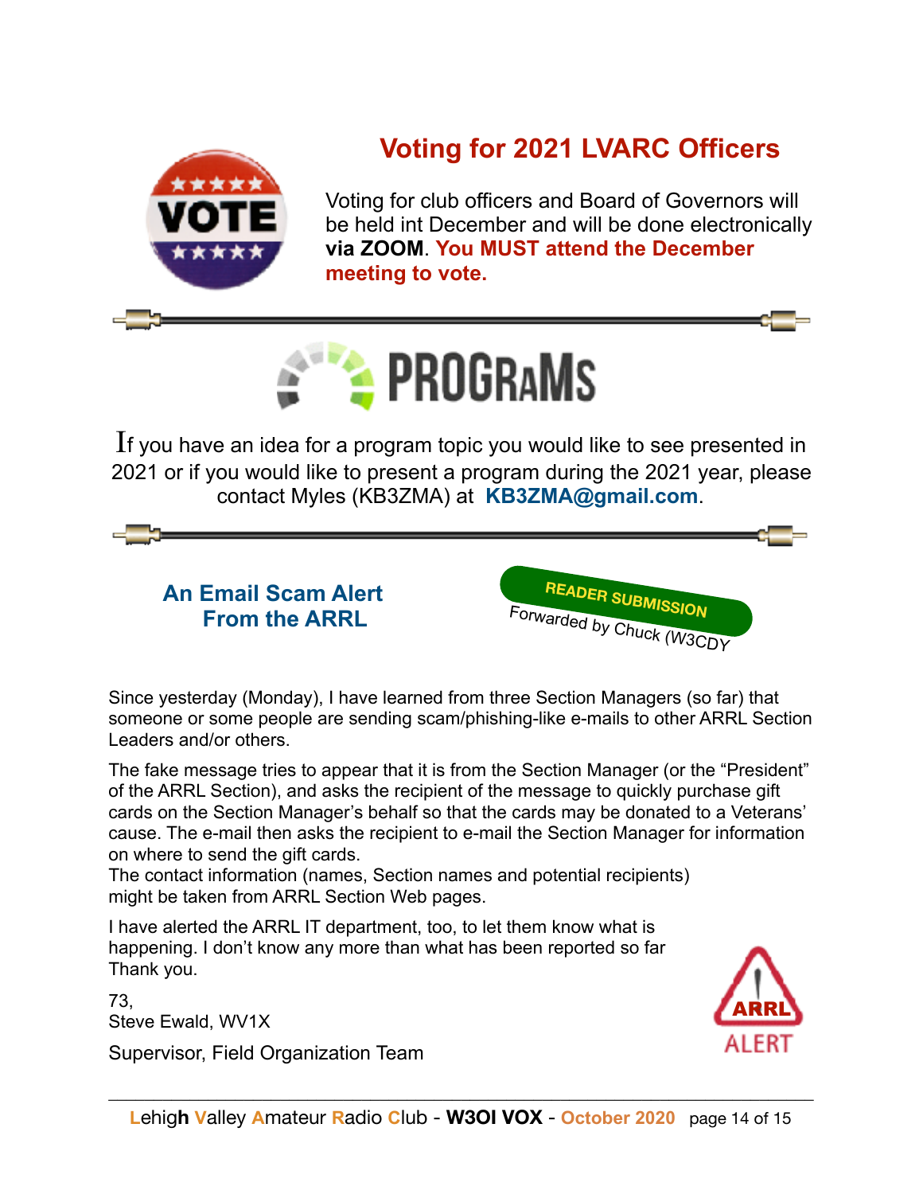## Voting for 2021 LVARC Officers

Voting for club officers and Board of Governors will be held int December and will be done electronically **via ZOOM**. **You MUST attend the December meeting to vote.**

## PROGRAMS

If you have an idea for a program topic you would like to see presented in 2021 or if you would like to present a program during the 2021 year, please contact Myles (KB3ZMA) at **KB3ZMA@gmail.com**.

## An Email Scam Alert From the ARRL

READER SUBMISSION
Forwarded by Chuck (W3CDY

Since yesterday (Monday), I have learned from three Section Managers (so far) that someone or some people are sending scam/phishing-like e-mails to other ARRL Section Leaders and/or others.

The fake message tries to appear that it is from the Section Manager (or the "President" of the ARRL Section), and asks the recipient of the message to quickly purchase gift cards on the Section Manager's behalf so that the cards may be donated to a Veterans' cause. The e-mail then asks the recipient to e-mail the Section Manager for information on where to send the gift cards.
The contact information (names, Section names and potential recipients) might be taken from ARRL Section Web pages.

I have alerted the ARRL IT department, too, to let them know what is happening. I don't know any more than what has been reported so far
Thank you.

73,
Steve Ewald, WV1X

Supervisor, Field Organization Team

ARRL ALERT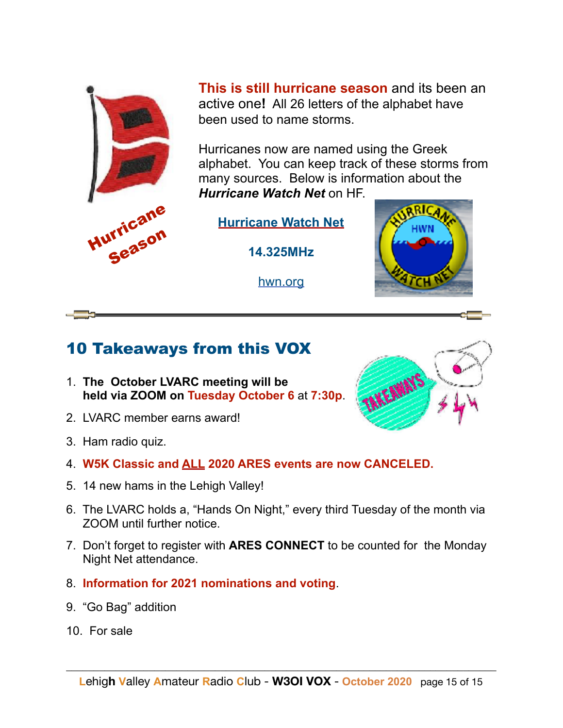**This is still hurricane season** and its been an active one**!** All 26 letters of the alphabet have been used to name storms.

Hurricanes now are named using the Greek alphabet. You can keep track of these storms from many sources. Below is information about the ***Hurricane Watch Net*** on HF.

**Hurricane Watch Net**

**14.325MHz**

hwn.org

## 10 Takeaways from this VOX

1. **The October LVARC meeting will be held via ZOOM on Tuesday October 6** at **7:30p**.
2. LVARC member earns award!
3. Ham radio quiz.
4. **W5K Classic and ALL 2020 ARES events are now CANCELED.**
5. 14 new hams in the Lehigh Valley!
6. The LVARC holds a, "Hands On Night," every third Tuesday of the month via ZOOM until further notice.
7. Don't forget to register with **ARES CONNECT** to be counted for the Monday Night Net attendance.
8. **Information for 2021 nominations and voting**.
9. "Go Bag" addition
10. For sale